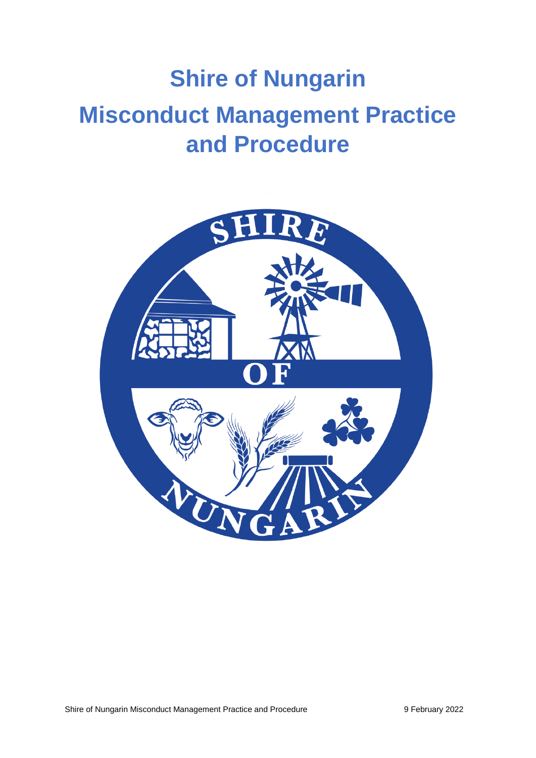# Shire of Nungarin

# Misconduct Management Practice and Procedure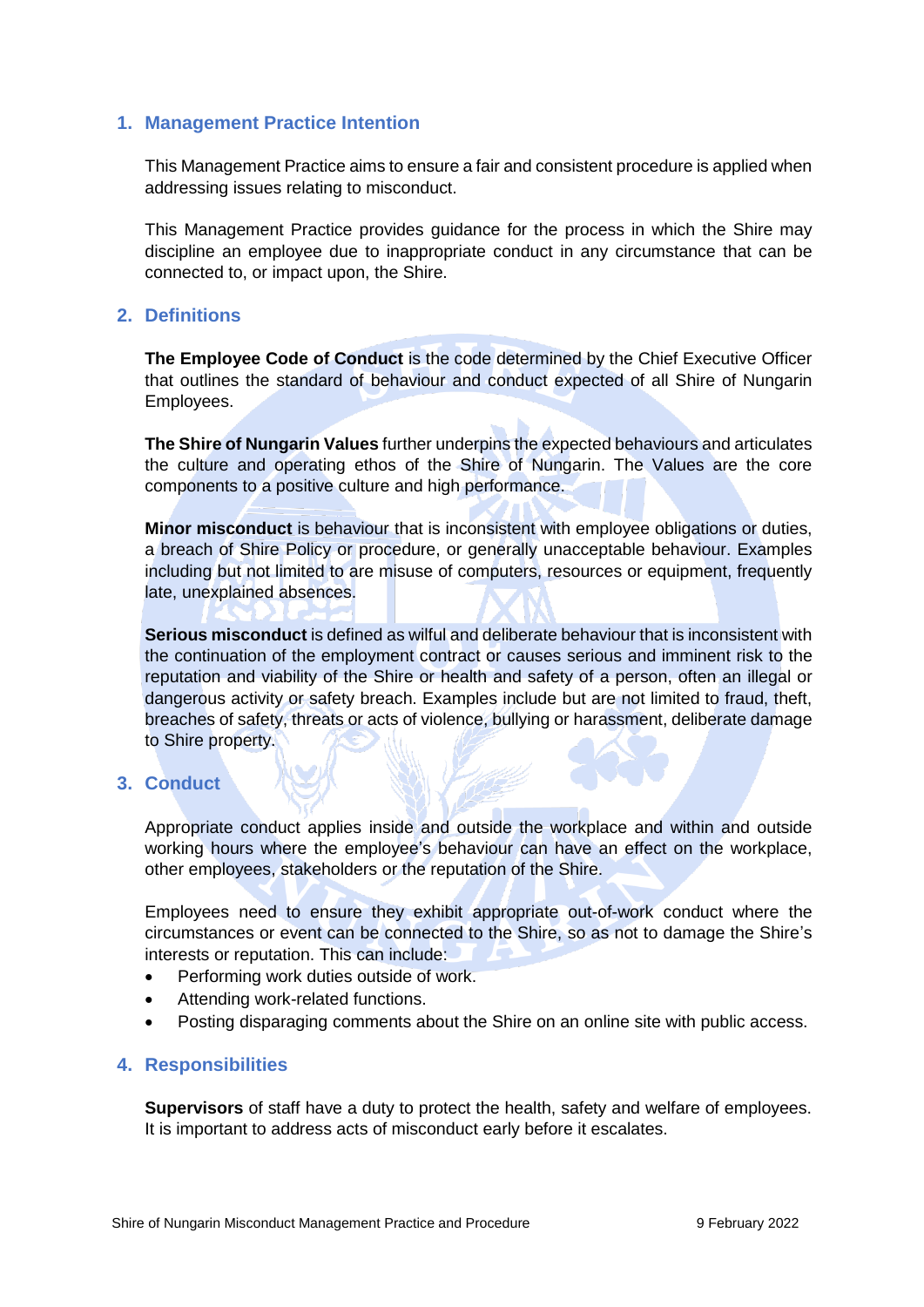## 1. Management Practice Intention

This Management Practice aims to ensure a fair and consistent procedure is applied when addressing issues relating to misconduct.

This Management Practice provides guidance for the process in which the Shire may discipline an employee due to inappropriate conduct in any circumstance that can be connected to, or impact upon, the Shire.

## 2. Definitions

**The Employee Code of Conduct** is the code determined by the Chief Executive Officer that outlines the standard of behaviour and conduct expected of all Shire of Nungarin Employees.

**The Shire of Nungarin Values** further underpins the expected behaviours and articulates the culture and operating ethos of the Shire of Nungarin. The Values are the core components to a positive culture and high performance.

**Minor misconduct** is behaviour that is inconsistent with employee obligations or duties, a breach of Shire Policy or procedure, or generally unacceptable behaviour. Examples including but not limited to are misuse of computers, resources or equipment, frequently late, unexplained absences.

**Serious misconduct** is defined as wilful and deliberate behaviour that is inconsistent with the continuation of the employment contract or causes serious and imminent risk to the reputation and viability of the Shire or health and safety of a person, often an illegal or dangerous activity or safety breach. Examples include but are not limited to fraud, theft, breaches of safety, threats or acts of violence, bullying or harassment, deliberate damage to Shire property.

## 3. Conduct

Appropriate conduct applies inside and outside the workplace and within and outside working hours where the employee's behaviour can have an effect on the workplace, other employees, stakeholders or the reputation of the Shire.

Employees need to ensure they exhibit appropriate out-of-work conduct where the circumstances or event can be connected to the Shire, so as not to damage the Shire's interests or reputation. This can include:

- Performing work duties outside of work.
- Attending work-related functions.
- Posting disparaging comments about the Shire on an online site with public access.

## 4. Responsibilities

**Supervisors** of staff have a duty to protect the health, safety and welfare of employees. It is important to address acts of misconduct early before it escalates.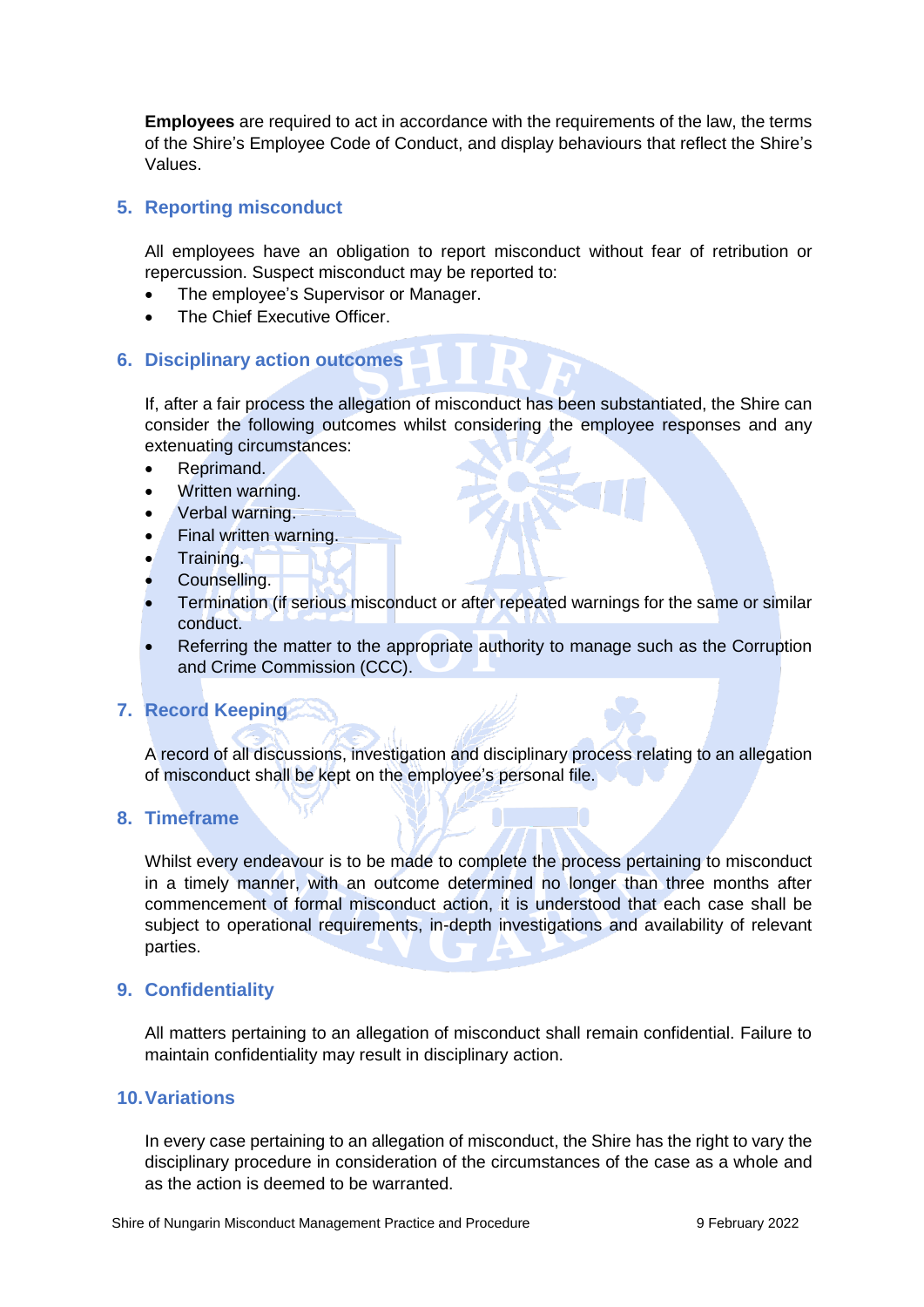**Employees** are required to act in accordance with the requirements of the law, the terms of the Shire's Employee Code of Conduct, and display behaviours that reflect the Shire's Values.

## 5. Reporting misconduct

All employees have an obligation to report misconduct without fear of retribution or repercussion. Suspect misconduct may be reported to:

- The employee's Supervisor or Manager.
- The Chief Executive Officer.

## 6. Disciplinary action outcomes

If, after a fair process the allegation of misconduct has been substantiated, the Shire can consider the following outcomes whilst considering the employee responses and any extenuating circumstances:

- Reprimand.
- Written warning.
- Verbal warning.
- Final written warning.
- Training.
- Counselling.
- Termination (if serious misconduct or after repeated warnings for the same or similar conduct.
- Referring the matter to the appropriate authority to manage such as the Corruption and Crime Commission (CCC).

## 7. Record Keeping

A record of all discussions, investigation and disciplinary process relating to an allegation of misconduct shall be kept on the employee's personal file.

## 8. Timeframe

Whilst every endeavour is to be made to complete the process pertaining to misconduct in a timely manner, with an outcome determined no longer than three months after commencement of formal misconduct action, it is understood that each case shall be subject to operational requirements, in-depth investigations and availability of relevant parties.

## 9. Confidentiality

All matters pertaining to an allegation of misconduct shall remain confidential. Failure to maintain confidentiality may result in disciplinary action.

## 10. Variations

In every case pertaining to an allegation of misconduct, the Shire has the right to vary the disciplinary procedure in consideration of the circumstances of the case as a whole and as the action is deemed to be warranted.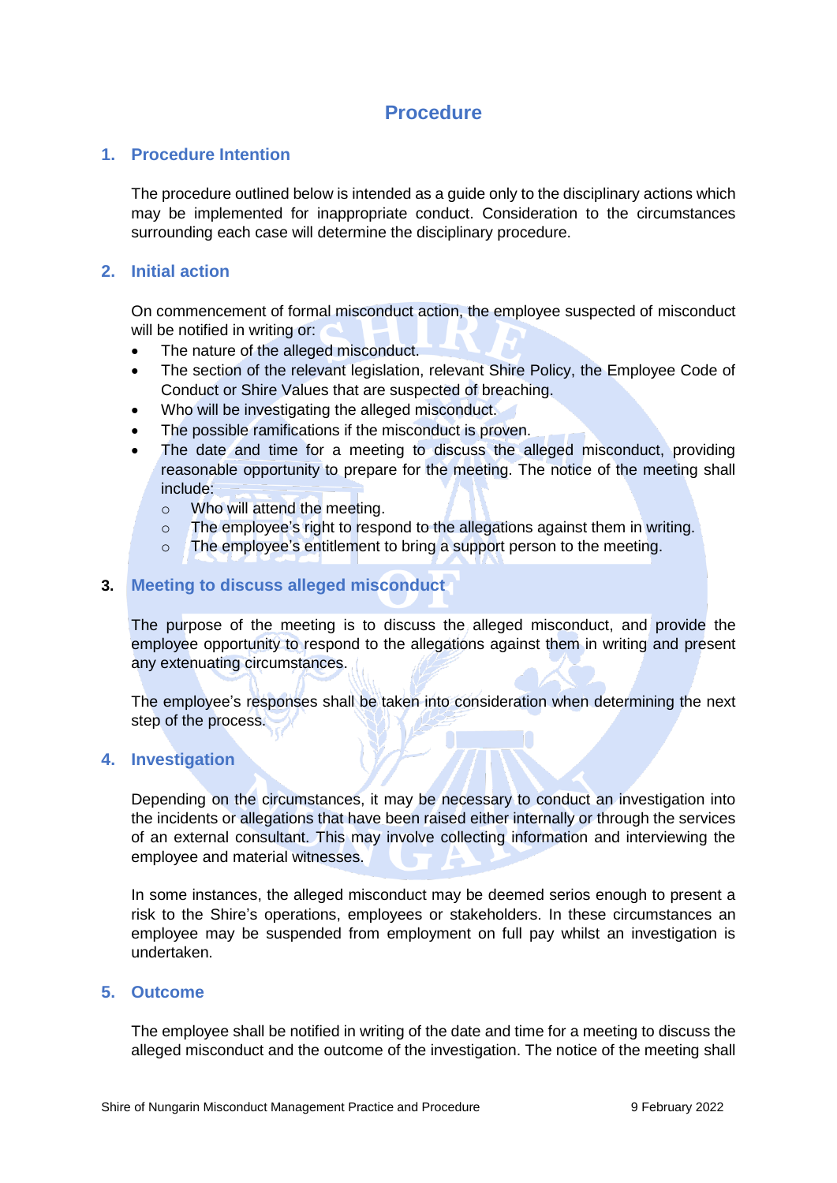# Procedure

## 1. Procedure Intention

The procedure outlined below is intended as a guide only to the disciplinary actions which may be implemented for inappropriate conduct. Consideration to the circumstances surrounding each case will determine the disciplinary procedure.

## 2. Initial action

On commencement of formal misconduct action, the employee suspected of misconduct will be notified in writing or:

- The nature of the alleged misconduct.
- The section of the relevant legislation, relevant Shire Policy, the Employee Code of Conduct or Shire Values that are suspected of breaching.
- Who will be investigating the alleged misconduct.
- The possible ramifications if the misconduct is proven.
- The date and time for a meeting to discuss the alleged misconduct, providing reasonable opportunity to prepare for the meeting. The notice of the meeting shall include:
  - Who will attend the meeting.
  - The employee's right to respond to the allegations against them in writing.
  - The employee's entitlement to bring a support person to the meeting.

## 3. Meeting to discuss alleged misconduct

The purpose of the meeting is to discuss the alleged misconduct, and provide the employee opportunity to respond to the allegations against them in writing and present any extenuating circumstances.

The employee's responses shall be taken into consideration when determining the next step of the process.

## 4. Investigation

Depending on the circumstances, it may be necessary to conduct an investigation into the incidents or allegations that have been raised either internally or through the services of an external consultant. This may involve collecting information and interviewing the employee and material witnesses.

In some instances, the alleged misconduct may be deemed serios enough to present a risk to the Shire's operations, employees or stakeholders. In these circumstances an employee may be suspended from employment on full pay whilst an investigation is undertaken.

## 5. Outcome

The employee shall be notified in writing of the date and time for a meeting to discuss the alleged misconduct and the outcome of the investigation. The notice of the meeting shall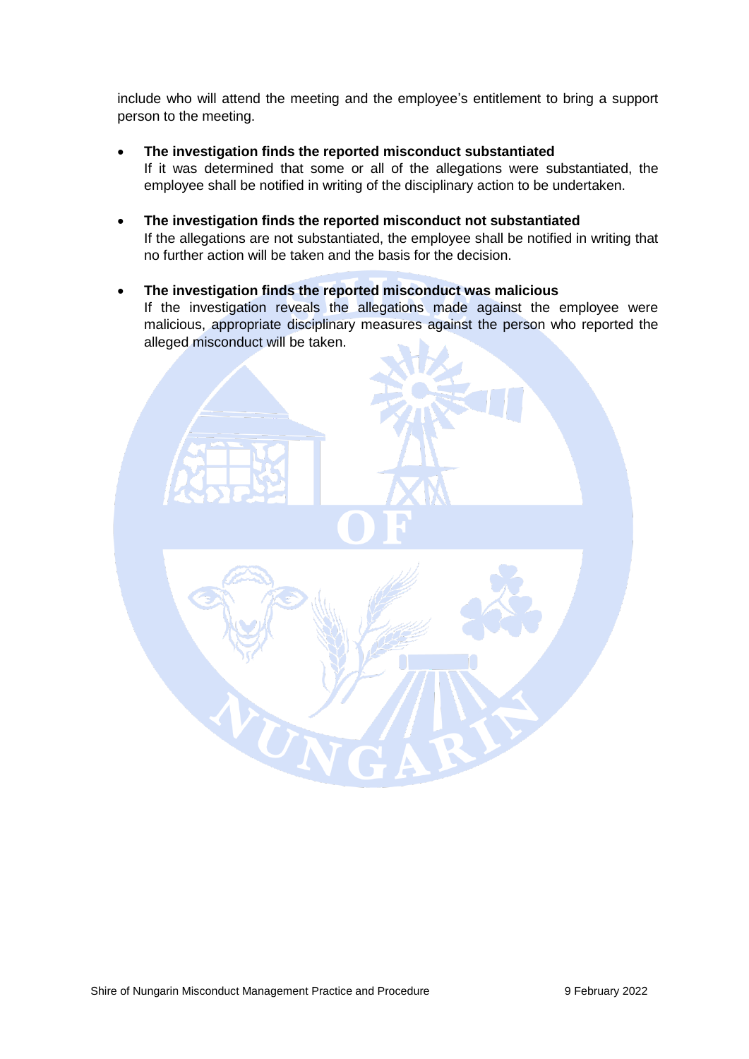include who will attend the meeting and the employee's entitlement to bring a support person to the meeting.

- **The investigation finds the reported misconduct substantiated**
  If it was determined that some or all of the allegations were substantiated, the employee shall be notified in writing of the disciplinary action to be undertaken.

- **The investigation finds the reported misconduct not substantiated**
  If the allegations are not substantiated, the employee shall be notified in writing that no further action will be taken and the basis for the decision.

- **The investigation finds the reported misconduct was malicious**
  If the investigation reveals the allegations made against the employee were malicious, appropriate disciplinary measures against the person who reported the alleged misconduct will be taken.